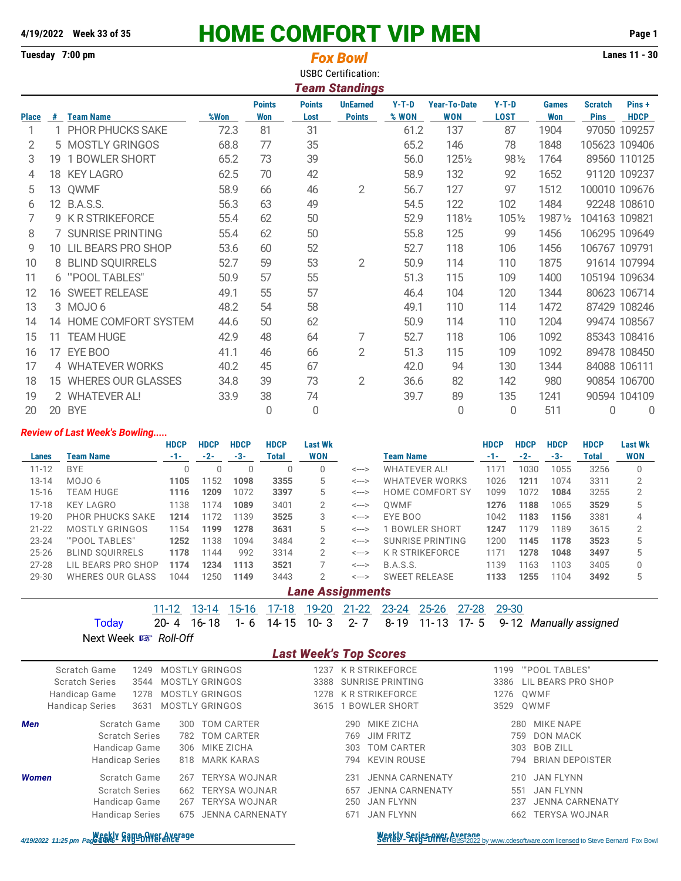4/19/2022 Week 33 of 35

# HOME COMFORT VIP MEN

Tuesday 7:00 pm

## Fox Bowl

Lanes 11 - 30

USBC Certification:

### Team Standings

| Place | # | Team Name | %Won | Points Won | Points Lost | UnEarned Points | Y-T-D % WON | Year-To-Date WON | Y-T-D LOST | Games Won | Scratch Pins | Pins + HDCP |
|---|---|---|---|---|---|---|---|---|---|---|---|---|
| 1 | 1 | PHOR PHUCKS SAKE | 72.3 | 81 | 31 | | 61.2 | 137 | 87 | 1904 | 97050 | 109257 |
| 2 | 5 | MOSTLY GRINGOS | 68.8 | 77 | 35 | | 65.2 | 146 | 78 | 1848 | 105623 | 109406 |
| 3 | 19 | 1 BOWLER SHORT | 65.2 | 73 | 39 | | 56.0 | 125½ | 98½ | 1764 | 89560 | 110125 |
| 4 | 18 | KEY LAGRO | 62.5 | 70 | 42 | | 58.9 | 132 | 92 | 1652 | 91120 | 109237 |
| 5 | 13 | QWMF | 58.9 | 66 | 46 | 2 | 56.7 | 127 | 97 | 1512 | 100010 | 109676 |
| 6 | 12 | B.A.S.S. | 56.3 | 63 | 49 | | 54.5 | 122 | 102 | 1484 | 92248 | 108610 |
| 7 | 9 | K R STRIKEFORCE | 55.4 | 62 | 50 | | 52.9 | 118½ | 105½ | 1987½ | 104163 | 109821 |
| 8 | 7 | SUNRISE PRINTING | 55.4 | 62 | 50 | | 55.8 | 125 | 99 | 1456 | 106295 | 109649 |
| 9 | 10 | LIL BEARS PRO SHOP | 53.6 | 60 | 52 | | 52.7 | 118 | 106 | 1456 | 106767 | 109791 |
| 10 | 8 | BLIND SQUIRRELS | 52.7 | 59 | 53 | 2 | 50.9 | 114 | 110 | 1875 | 91614 | 107994 |
| 11 | 6 | '"POOL TABLES" | 50.9 | 57 | 55 | | 51.3 | 115 | 109 | 1400 | 105194 | 109634 |
| 12 | 16 | SWEET RELEASE | 49.1 | 55 | 57 | | 46.4 | 104 | 120 | 1344 | 80623 | 106714 |
| 13 | 3 | MOJO 6 | 48.2 | 54 | 58 | | 49.1 | 110 | 114 | 1472 | 87429 | 108246 |
| 14 | 14 | HOME COMFORT SYSTEM | 44.6 | 50 | 62 | | 50.9 | 114 | 110 | 1204 | 99474 | 108567 |
| 15 | 11 | TEAM HUGE | 42.9 | 48 | 64 | 7 | 52.7 | 118 | 106 | 1092 | 85343 | 108416 |
| 16 | 17 | EYE BOO | 41.1 | 46 | 66 | 2 | 51.3 | 115 | 109 | 1092 | 89478 | 108450 |
| 17 | 4 | WHATEVER WORKS | 40.2 | 45 | 67 | | 42.0 | 94 | 130 | 1344 | 84088 | 106111 |
| 18 | 15 | WHERES OUR GLASSES | 34.8 | 39 | 73 | 2 | 36.6 | 82 | 142 | 980 | 90854 | 106700 |
| 19 | 2 | WHATEVER AL! | 33.9 | 38 | 74 | | 39.7 | 89 | 135 | 1241 | 90594 | 104109 |
| 20 | 20 | BYE | | 0 | 0 | | | 0 | 0 | 511 | 0 | 0 |

*Review of Last Week's Bowling.....*

| Lanes | Team Name | HDCP -1- | HDCP -2- | HDCP -3- | HDCP Total | Last Wk WON | | Team Name | HDCP -1- | HDCP -2- | HDCP -3- | HDCP Total | Last Wk WON |
|---|---|---|---|---|---|---|---|---|---|---|---|---|---|
| 11-12 | BYE | 0 | 0 | 0 | 0 | 0 | <---> | WHATEVER AL! | 1171 | 1030 | 1055 | 3256 | 0 |
| 13-14 | MOJO 6 | **1105** | 1152 | **1098** | **3355** | 5 | <---> | WHATEVER WORKS | 1026 | **1211** | 1074 | 3311 | 2 |
| 15-16 | TEAM HUGE | **1116** | **1209** | 1072 | **3397** | 5 | <---> | HOME COMFORT SY | 1099 | 1072 | **1084** | 3255 | 2 |
| 17-18 | KEY LAGRO | 1138 | 1174 | **1089** | 3401 | 2 | <---> | QWMF | **1276** | **1188** | 1065 | **3529** | 5 |
| 19-20 | PHOR PHUCKS SAKE | **1214** | 1172 | 1139 | **3525** | 3 | <---> | EYE BOO | 1042 | **1183** | **1156** | 3381 | 4 |
| 21-22 | MOSTLY GRINGOS | 1154 | **1199** | **1278** | **3631** | 5 | <---> | 1 BOWLER SHORT | **1247** | 1179 | 1189 | 3615 | 2 |
| 23-24 | '"POOL TABLES" | **1252** | 1138 | 1094 | 3484 | 2 | <---> | SUNRISE PRINTING | 1200 | **1145** | **1178** | **3523** | 5 |
| 25-26 | BLIND SQUIRRELS | **1178** | 1144 | 992 | 3314 | 2 | <---> | K R STRIKEFORCE | 1171 | **1278** | **1048** | **3497** | 5 |
| 27-28 | LIL BEARS PRO SHOP | **1174** | **1234** | **1113** | **3521** | 7 | <---> | B.A.S.S. | 1139 | 1163 | 1103 | 3405 | 0 |
| 29-30 | WHERES OUR GLASS | 1044 | 1250 | **1149** | 3443 | 2 | <---> | SWEET RELEASE | **1133** | **1255** | 1104 | **3492** | 5 |

### Lane Assignments

| | 11-12 | 13-14 | 15-16 | 17-18 | 19-20 | 21-22 | 23-24 | 25-26 | 27-28 | 29-30 | |
|---|---|---|---|---|---|---|---|---|---|---|---|
| Today | 20- 4 | 16- 18 | 1- 6 | 14- 15 | 10- 3 | 2- 7 | 8- 19 | 11- 13 | 17- 5 | 9- 12 | *Manually assigned* |

Next Week ☞ *Roll-Off*

### Last Week's Top Scores

| | | | | | | |
|---|---|---|---|---|---|---|
| Scratch Game | 1249 | MOSTLY GRINGOS | 1237 | K R STRIKEFORCE | 1199 | '"POOL TABLES" |
| Scratch Series | 3544 | MOSTLY GRINGOS | 3388 | SUNRISE PRINTING | 3386 | LIL BEARS PRO SHOP |
| Handicap Game | 1278 | MOSTLY GRINGOS | 1278 | K R STRIKEFORCE | 1276 | QWMF |
| Handicap Series | 3631 | MOSTLY GRINGOS | 3615 | 1 BOWLER SHORT | 3529 | QWMF |

| | | | | | | | |
|---|---|---|---|---|---|---|---|
| ***Men*** | Scratch Game | 300 | TOM CARTER | 290 | MIKE ZICHA | 280 | MIKE NAPE |
| | Scratch Series | 782 | TOM CARTER | 769 | JIM FRITZ | 759 | DON MACK |
| | Handicap Game | 306 | MIKE ZICHA | 303 | TOM CARTER | 303 | BOB ZILL |
| | Handicap Series | 818 | MARK KARAS | 794 | KEVIN ROUSE | 794 | BRIAN DEPOISTER |
| ***Women*** | Scratch Game | 267 | TERYSA WOJNAR | 231 | JENNA CARNENATY | 210 | JAN FLYNN |
| | Scratch Series | 662 | TERYSA WOJNAR | 657 | JENNA CARNENATY | 551 | JAN FLYNN |
| | Handicap Game | 267 | TERYSA WOJNAR | 250 | JAN FLYNN | 237 | JENNA CARNENATY |
| | Handicap Series | 675 | JENNA CARNENATY | 671 | JAN FLYNN | 662 | TERYSA WOJNAR |

Weekly Game Over Average
Game - Avg=Difference

Weekly Series over Average
Series - Avg=Difference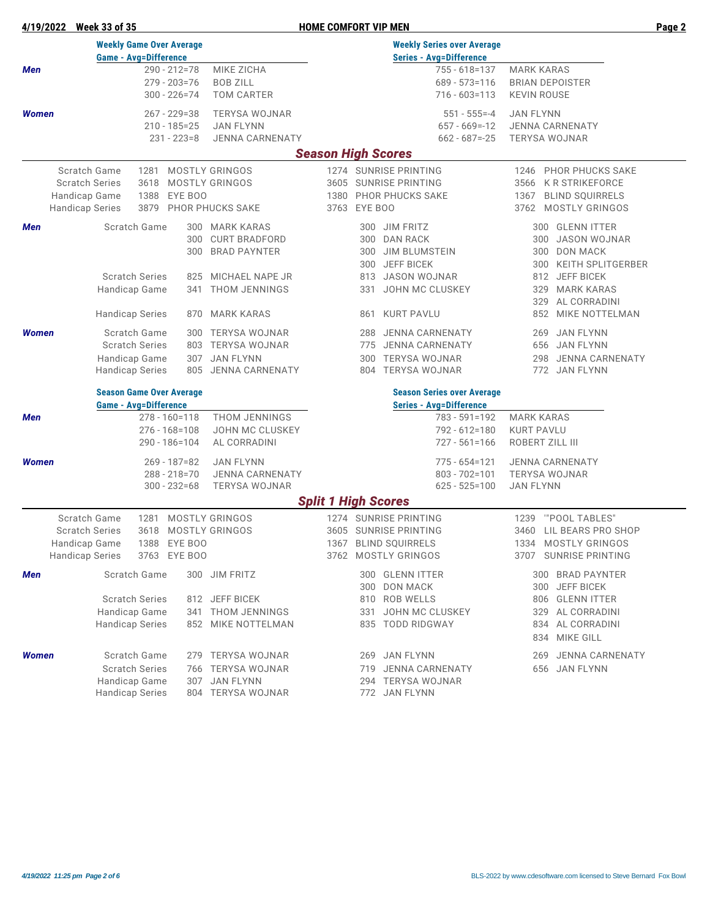4/19/2022 Week 33 of 35 — HOME COMFORT VIP MEN

## Weekly Game Over Average / Weekly Series over Average

| | Game - Avg=Difference | | Series - Avg=Difference | |
|---|---|---|---|---|
| **Men** | 290 - 212=78 | MIKE ZICHA | 755 - 618=137 | MARK KARAS |
| | 279 - 203=76 | BOB ZILL | 689 - 573=116 | BRIAN DEPOISTER |
| | 300 - 226=74 | TOM CARTER | 716 - 603=113 | KEVIN ROUSE |
| **Women** | 267 - 229=38 | TERYSA WOJNAR | 551 - 555=-4 | JAN FLYNN |
| | 210 - 185=25 | JAN FLYNN | 657 - 669=-12 | JENNA CARNENATY |
| | 231 - 223=8 | JENNA CARNENATY | 662 - 687=-25 | TERYSA WOJNAR |

## Season High Scores

| | | | | | | |
|---|---|---|---|---|---|---|
| Scratch Game | 1281 | MOSTLY GRINGOS | 1274 | SUNRISE PRINTING | 1246 | PHOR PHUCKS SAKE |
| Scratch Series | 3618 | MOSTLY GRINGOS | 3605 | SUNRISE PRINTING | 3566 | K R STRIKEFORCE |
| Handicap Game | 1388 | EYE BOO | 1380 | PHOR PHUCKS SAKE | 1367 | BLIND SQUIRRELS |
| Handicap Series | 3879 | PHOR PHUCKS SAKE | 3763 | EYE BOO | 3762 | MOSTLY GRINGOS |

| | | | | | | | |
|---|---|---|---|---|---|---|---|
| **Men** | Scratch Game | 300 | MARK KARAS | 300 | JIM FRITZ | 300 | GLENN ITTER |
| | | 300 | CURT BRADFORD | 300 | DAN RACK | 300 | JASON WOJNAR |
| | | 300 | BRAD PAYNTER | 300 | JIM BLUMSTEIN | 300 | DON MACK |
| | | | | 300 | JEFF BICEK | 300 | KEITH SPLITGERBER |
| | Scratch Series | 825 | MICHAEL NAPE JR | 813 | JASON WOJNAR | 812 | JEFF BICEK |
| | Handicap Game | 341 | THOM JENNINGS | 331 | JOHN MC CLUSKEY | 329 | MARK KARAS |
| | | | | | | 329 | AL CORRADINI |
| | Handicap Series | 870 | MARK KARAS | 861 | KURT PAVLU | 852 | MIKE NOTTELMAN |
| **Women** | Scratch Game | 300 | TERYSA WOJNAR | 288 | JENNA CARNENATY | 269 | JAN FLYNN |
| | Scratch Series | 803 | TERYSA WOJNAR | 775 | JENNA CARNENATY | 656 | JAN FLYNN |
| | Handicap Game | 307 | JAN FLYNN | 300 | TERYSA WOJNAR | 298 | JENNA CARNENATY |
| | Handicap Series | 805 | JENNA CARNENATY | 804 | TERYSA WOJNAR | 772 | JAN FLYNN |

## Season Game Over Average / Season Series over Average

| | Game - Avg=Difference | | Series - Avg=Difference | |
|---|---|---|---|---|
| **Men** | 278 - 160=118 | THOM JENNINGS | 783 - 591=192 | MARK KARAS |
| | 276 - 168=108 | JOHN MC CLUSKEY | 792 - 612=180 | KURT PAVLU |
| | 290 - 186=104 | AL CORRADINI | 727 - 561=166 | ROBERT ZILL III |
| **Women** | 269 - 187=82 | JAN FLYNN | 775 - 654=121 | JENNA CARNENATY |
| | 288 - 218=70 | JENNA CARNENATY | 803 - 702=101 | TERYSA WOJNAR |
| | 300 - 232=68 | TERYSA WOJNAR | 625 - 525=100 | JAN FLYNN |

## Split 1 High Scores

| | | | | | | |
|---|---|---|---|---|---|---|
| Scratch Game | 1281 | MOSTLY GRINGOS | 1274 | SUNRISE PRINTING | 1239 | '"POOL TABLES" |
| Scratch Series | 3618 | MOSTLY GRINGOS | 3605 | SUNRISE PRINTING | 3460 | LIL BEARS PRO SHOP |
| Handicap Game | 1388 | EYE BOO | 1367 | BLIND SQUIRRELS | 1334 | MOSTLY GRINGOS |
| Handicap Series | 3763 | EYE BOO | 3762 | MOSTLY GRINGOS | 3707 | SUNRISE PRINTING |

| | | | | | | | |
|---|---|---|---|---|---|---|---|
| **Men** | Scratch Game | 300 | JIM FRITZ | 300 | GLENN ITTER | 300 | BRAD PAYNTER |
| | | | | 300 | DON MACK | 300 | JEFF BICEK |
| | Scratch Series | 812 | JEFF BICEK | 810 | ROB WELLS | 806 | GLENN ITTER |
| | Handicap Game | 341 | THOM JENNINGS | 331 | JOHN MC CLUSKEY | 329 | AL CORRADINI |
| | Handicap Series | 852 | MIKE NOTTELMAN | 835 | TODD RIDGWAY | 834 | AL CORRADINI |
| | | | | | | 834 | MIKE GILL |
| **Women** | Scratch Game | 279 | TERYSA WOJNAR | 269 | JAN FLYNN | 269 | JENNA CARNENATY |
| | Scratch Series | 766 | TERYSA WOJNAR | 719 | JENNA CARNENATY | 656 | JAN FLYNN |
| | Handicap Game | 307 | JAN FLYNN | 294 | TERYSA WOJNAR | | |
| | Handicap Series | 804 | TERYSA WOJNAR | 772 | JAN FLYNN | | |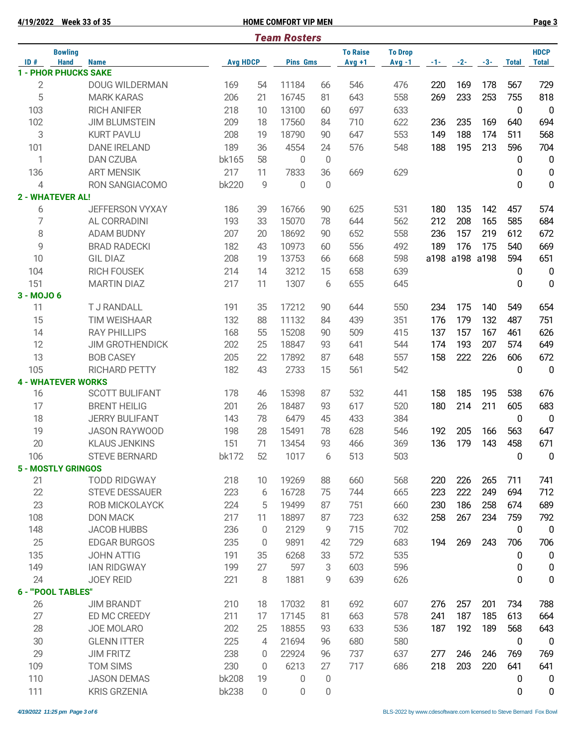## Team Rosters

| ID # | Bowling Hand | Name | Avg | HDCP | Pins | Gms | To Raise Avg +1 | To Drop Avg -1 | -1- | -2- | -3- | Total | HDCP Total |
|---|---|---|---|---|---|---|---|---|---|---|---|---|---|
| **1 - PHOR PHUCKS SAKE** | | | | | | | | | | | | | |
| 2 | | DOUG WILDERMAN | 169 | 54 | 11184 | 66 | 546 | 476 | 220 | 169 | 178 | 567 | 729 |
| 5 | | MARK KARAS | 206 | 21 | 16745 | 81 | 643 | 558 | 269 | 233 | 253 | 755 | 818 |
| 103 | | RICH ANIFER | 218 | 10 | 13100 | 60 | 697 | 633 | | | | 0 | 0 |
| 102 | | JIM BLUMSTEIN | 209 | 18 | 17560 | 84 | 710 | 622 | 236 | 235 | 169 | 640 | 694 |
| 3 | | KURT PAVLU | 208 | 19 | 18790 | 90 | 647 | 553 | 149 | 188 | 174 | 511 | 568 |
| 101 | | DANE IRELAND | 189 | 36 | 4554 | 24 | 576 | 548 | 188 | 195 | 213 | 596 | 704 |
| 1 | | DAN CZUBA | bk165 | 58 | 0 | 0 | | | | | | 0 | 0 |
| 136 | | ART MENSIK | 217 | 11 | 7833 | 36 | 669 | 629 | | | | 0 | 0 |
| 4 | | RON SANGIACOMO | bk220 | 9 | 0 | 0 | | | | | | 0 | 0 |
| **2 - WHATEVER AL!** | | | | | | | | | | | | | |
| 6 | | JEFFERSON VYXAY | 186 | 39 | 16766 | 90 | 625 | 531 | 180 | 135 | 142 | 457 | 574 |
| 7 | | AL CORRADINI | 193 | 33 | 15070 | 78 | 644 | 562 | 212 | 208 | 165 | 585 | 684 |
| 8 | | ADAM BUDNY | 207 | 20 | 18692 | 90 | 652 | 558 | 236 | 157 | 219 | 612 | 672 |
| 9 | | BRAD RADECKI | 182 | 43 | 10973 | 60 | 556 | 492 | 189 | 176 | 175 | 540 | 669 |
| 10 | | GIL DIAZ | 208 | 19 | 13753 | 66 | 668 | 598 | a198 | a198 | a198 | 594 | 651 |
| 104 | | RICH FOUSEK | 214 | 14 | 3212 | 15 | 658 | 639 | | | | 0 | 0 |
| 151 | | MARTIN DIAZ | 217 | 11 | 1307 | 6 | 655 | 645 | | | | 0 | 0 |
| **3 - MOJO 6** | | | | | | | | | | | | | |
| 11 | | T J RANDALL | 191 | 35 | 17212 | 90 | 644 | 550 | 234 | 175 | 140 | 549 | 654 |
| 15 | | TIM WEISHAAR | 132 | 88 | 11132 | 84 | 439 | 351 | 176 | 179 | 132 | 487 | 751 |
| 14 | | RAY PHILLIPS | 168 | 55 | 15208 | 90 | 509 | 415 | 137 | 157 | 167 | 461 | 626 |
| 12 | | JIM GROTHENDICK | 202 | 25 | 18847 | 93 | 641 | 544 | 174 | 193 | 207 | 574 | 649 |
| 13 | | BOB CASEY | 205 | 22 | 17892 | 87 | 648 | 557 | 158 | 222 | 226 | 606 | 672 |
| 105 | | RICHARD PETTY | 182 | 43 | 2733 | 15 | 561 | 542 | | | | 0 | 0 |
| **4 - WHATEVER WORKS** | | | | | | | | | | | | | |
| 16 | | SCOTT BULIFANT | 178 | 46 | 15398 | 87 | 532 | 441 | 158 | 185 | 195 | 538 | 676 |
| 17 | | BRENT HEILIG | 201 | 26 | 18487 | 93 | 617 | 520 | 180 | 214 | 211 | 605 | 683 |
| 18 | | JERRY BULIFANT | 143 | 78 | 6479 | 45 | 433 | 384 | | | | 0 | 0 |
| 19 | | JASON RAYWOOD | 198 | 28 | 15491 | 78 | 628 | 546 | 192 | 205 | 166 | 563 | 647 |
| 20 | | KLAUS JENKINS | 151 | 71 | 13454 | 93 | 466 | 369 | 136 | 179 | 143 | 458 | 671 |
| 106 | | STEVE BERNARD | bk172 | 52 | 1017 | 6 | 513 | 503 | | | | 0 | 0 |
| **5 - MOSTLY GRINGOS** | | | | | | | | | | | | | |
| 21 | | TODD RIDGWAY | 218 | 10 | 19269 | 88 | 660 | 568 | 220 | 226 | 265 | 711 | 741 |
| 22 | | STEVE DESSAUER | 223 | 6 | 16728 | 75 | 744 | 665 | 223 | 222 | 249 | 694 | 712 |
| 23 | | ROB MICKOLAYCK | 224 | 5 | 19499 | 87 | 751 | 660 | 230 | 186 | 258 | 674 | 689 |
| 108 | | DON MACK | 217 | 11 | 18897 | 87 | 723 | 632 | 258 | 267 | 234 | 759 | 792 |
| 148 | | JACOB HUBBS | 236 | 0 | 2129 | 9 | 715 | 702 | | | | 0 | 0 |
| 25 | | EDGAR BURGOS | 235 | 0 | 9891 | 42 | 729 | 683 | 194 | 269 | 243 | 706 | 706 |
| 135 | | JOHN ATTIG | 191 | 35 | 6268 | 33 | 572 | 535 | | | | 0 | 0 |
| 149 | | IAN RIDGWAY | 199 | 27 | 597 | 3 | 603 | 596 | | | | 0 | 0 |
| 24 | | JOEY REID | 221 | 8 | 1881 | 9 | 639 | 626 | | | | 0 | 0 |
| **6 - "POOL TABLES"** | | | | | | | | | | | | | |
| 26 | | JIM BRANDT | 210 | 18 | 17032 | 81 | 692 | 607 | 276 | 257 | 201 | 734 | 788 |
| 27 | | ED MC CREEDY | 211 | 17 | 17145 | 81 | 663 | 578 | 241 | 187 | 185 | 613 | 664 |
| 28 | | JOE MOLARO | 202 | 25 | 18855 | 93 | 633 | 536 | 187 | 192 | 189 | 568 | 643 |
| 30 | | GLENN ITTER | 225 | 4 | 21694 | 96 | 680 | 580 | | | | 0 | 0 |
| 29 | | JIM FRITZ | 238 | 0 | 22924 | 96 | 737 | 637 | 277 | 246 | 246 | 769 | 769 |
| 109 | | TOM SIMS | 230 | 0 | 6213 | 27 | 717 | 686 | 218 | 203 | 220 | 641 | 641 |
| 110 | | JASON DEMAS | bk208 | 19 | 0 | 0 | | | | | | 0 | 0 |
| 111 | | KRIS GRZENIA | bk238 | 0 | 0 | 0 | | | | | | 0 | 0 |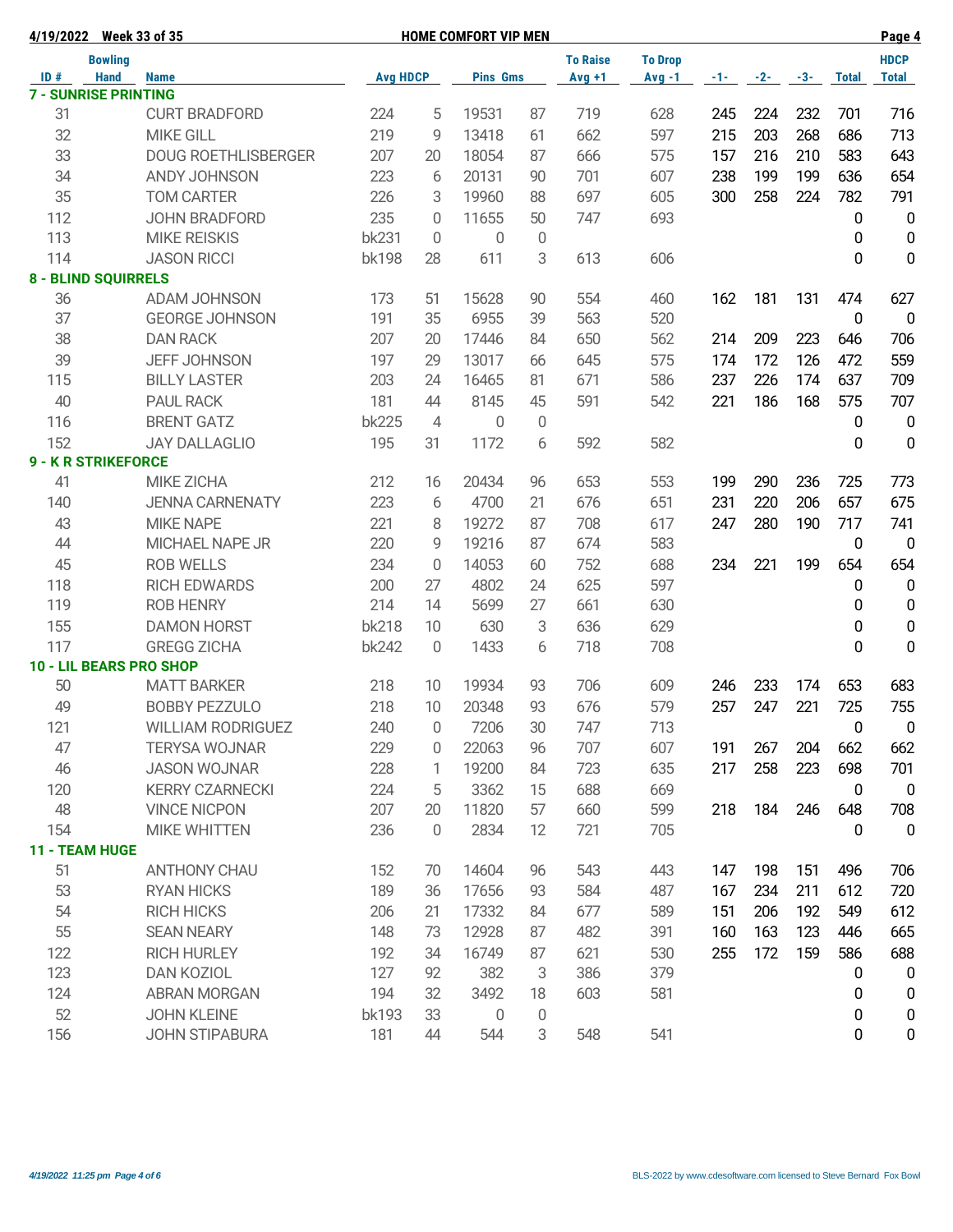**4/19/2022 Week 33 of 35** **HOME COMFORT VIP MEN**

| ID # | Bowling Hand | Name | Avg | HDCP | Pins | Gms | To Raise Avg +1 | To Drop Avg -1 | -1- | -2- | -3- | Total | HDCP Total |
|---|---|---|---|---|---|---|---|---|---|---|---|---|---|
| **7 - SUNRISE PRINTING** | | | | | | | | | | | | | |
| 31 | | CURT BRADFORD | 224 | 5 | 19531 | 87 | 719 | 628 | 245 | 224 | 232 | 701 | 716 |
| 32 | | MIKE GILL | 219 | 9 | 13418 | 61 | 662 | 597 | 215 | 203 | 268 | 686 | 713 |
| 33 | | DOUG ROETHLISBERGER | 207 | 20 | 18054 | 87 | 666 | 575 | 157 | 216 | 210 | 583 | 643 |
| 34 | | ANDY JOHNSON | 223 | 6 | 20131 | 90 | 701 | 607 | 238 | 199 | 199 | 636 | 654 |
| 35 | | TOM CARTER | 226 | 3 | 19960 | 88 | 697 | 605 | 300 | 258 | 224 | 782 | 791 |
| 112 | | JOHN BRADFORD | 235 | 0 | 11655 | 50 | 747 | 693 | | | | 0 | 0 |
| 113 | | MIKE REISKIS | bk231 | 0 | 0 | 0 | | | | | | 0 | 0 |
| 114 | | JASON RICCI | bk198 | 28 | 611 | 3 | 613 | 606 | | | | 0 | 0 |
| **8 - BLIND SQUIRRELS** | | | | | | | | | | | | | |
| 36 | | ADAM JOHNSON | 173 | 51 | 15628 | 90 | 554 | 460 | 162 | 181 | 131 | 474 | 627 |
| 37 | | GEORGE JOHNSON | 191 | 35 | 6955 | 39 | 563 | 520 | | | | 0 | 0 |
| 38 | | DAN RACK | 207 | 20 | 17446 | 84 | 650 | 562 | 214 | 209 | 223 | 646 | 706 |
| 39 | | JEFF JOHNSON | 197 | 29 | 13017 | 66 | 645 | 575 | 174 | 172 | 126 | 472 | 559 |
| 115 | | BILLY LASTER | 203 | 24 | 16465 | 81 | 671 | 586 | 237 | 226 | 174 | 637 | 709 |
| 40 | | PAUL RACK | 181 | 44 | 8145 | 45 | 591 | 542 | 221 | 186 | 168 | 575 | 707 |
| 116 | | BRENT GATZ | bk225 | 4 | 0 | 0 | | | | | | 0 | 0 |
| 152 | | JAY DALLAGLIO | 195 | 31 | 1172 | 6 | 592 | 582 | | | | 0 | 0 |
| **9 - K R STRIKEFORCE** | | | | | | | | | | | | | |
| 41 | | MIKE ZICHA | 212 | 16 | 20434 | 96 | 653 | 553 | 199 | 290 | 236 | 725 | 773 |
| 140 | | JENNA CARNENATY | 223 | 6 | 4700 | 21 | 676 | 651 | 231 | 220 | 206 | 657 | 675 |
| 43 | | MIKE NAPE | 221 | 8 | 19272 | 87 | 708 | 617 | 247 | 280 | 190 | 717 | 741 |
| 44 | | MICHAEL NAPE JR | 220 | 9 | 19216 | 87 | 674 | 583 | | | | 0 | 0 |
| 45 | | ROB WELLS | 234 | 0 | 14053 | 60 | 752 | 688 | 234 | 221 | 199 | 654 | 654 |
| 118 | | RICH EDWARDS | 200 | 27 | 4802 | 24 | 625 | 597 | | | | 0 | 0 |
| 119 | | ROB HENRY | 214 | 14 | 5699 | 27 | 661 | 630 | | | | 0 | 0 |
| 155 | | DAMON HORST | bk218 | 10 | 630 | 3 | 636 | 629 | | | | 0 | 0 |
| 117 | | GREGG ZICHA | bk242 | 0 | 1433 | 6 | 718 | 708 | | | | 0 | 0 |
| **10 - LIL BEARS PRO SHOP** | | | | | | | | | | | | | |
| 50 | | MATT BARKER | 218 | 10 | 19934 | 93 | 706 | 609 | 246 | 233 | 174 | 653 | 683 |
| 49 | | BOBBY PEZZULO | 218 | 10 | 20348 | 93 | 676 | 579 | 257 | 247 | 221 | 725 | 755 |
| 121 | | WILLIAM RODRIGUEZ | 240 | 0 | 7206 | 30 | 747 | 713 | | | | 0 | 0 |
| 47 | | TERYSA WOJNAR | 229 | 0 | 22063 | 96 | 707 | 607 | 191 | 267 | 204 | 662 | 662 |
| 46 | | JASON WOJNAR | 228 | 1 | 19200 | 84 | 723 | 635 | 217 | 258 | 223 | 698 | 701 |
| 120 | | KERRY CZARNECKI | 224 | 5 | 3362 | 15 | 688 | 669 | | | | 0 | 0 |
| 48 | | VINCE NICPON | 207 | 20 | 11820 | 57 | 660 | 599 | 218 | 184 | 246 | 648 | 708 |
| 154 | | MIKE WHITTEN | 236 | 0 | 2834 | 12 | 721 | 705 | | | | 0 | 0 |
| **11 - TEAM HUGE** | | | | | | | | | | | | | |
| 51 | | ANTHONY CHAU | 152 | 70 | 14604 | 96 | 543 | 443 | 147 | 198 | 151 | 496 | 706 |
| 53 | | RYAN HICKS | 189 | 36 | 17656 | 93 | 584 | 487 | 167 | 234 | 211 | 612 | 720 |
| 54 | | RICH HICKS | 206 | 21 | 17332 | 84 | 677 | 589 | 151 | 206 | 192 | 549 | 612 |
| 55 | | SEAN NEARY | 148 | 73 | 12928 | 87 | 482 | 391 | 160 | 163 | 123 | 446 | 665 |
| 122 | | RICH HURLEY | 192 | 34 | 16749 | 87 | 621 | 530 | 255 | 172 | 159 | 586 | 688 |
| 123 | | DAN KOZIOL | 127 | 92 | 382 | 3 | 386 | 379 | | | | 0 | 0 |
| 124 | | ABRAN MORGAN | 194 | 32 | 3492 | 18 | 603 | 581 | | | | 0 | 0 |
| 52 | | JOHN KLEINE | bk193 | 33 | 0 | 0 | | | | | | 0 | 0 |
| 156 | | JOHN STIPABURA | 181 | 44 | 544 | 3 | 548 | 541 | | | | 0 | 0 |

*4/19/2022 11:25 pm Page 4 of 6* BLS-2022 by www.cdesoftware.com licensed to Steve Bernard Fox Bowl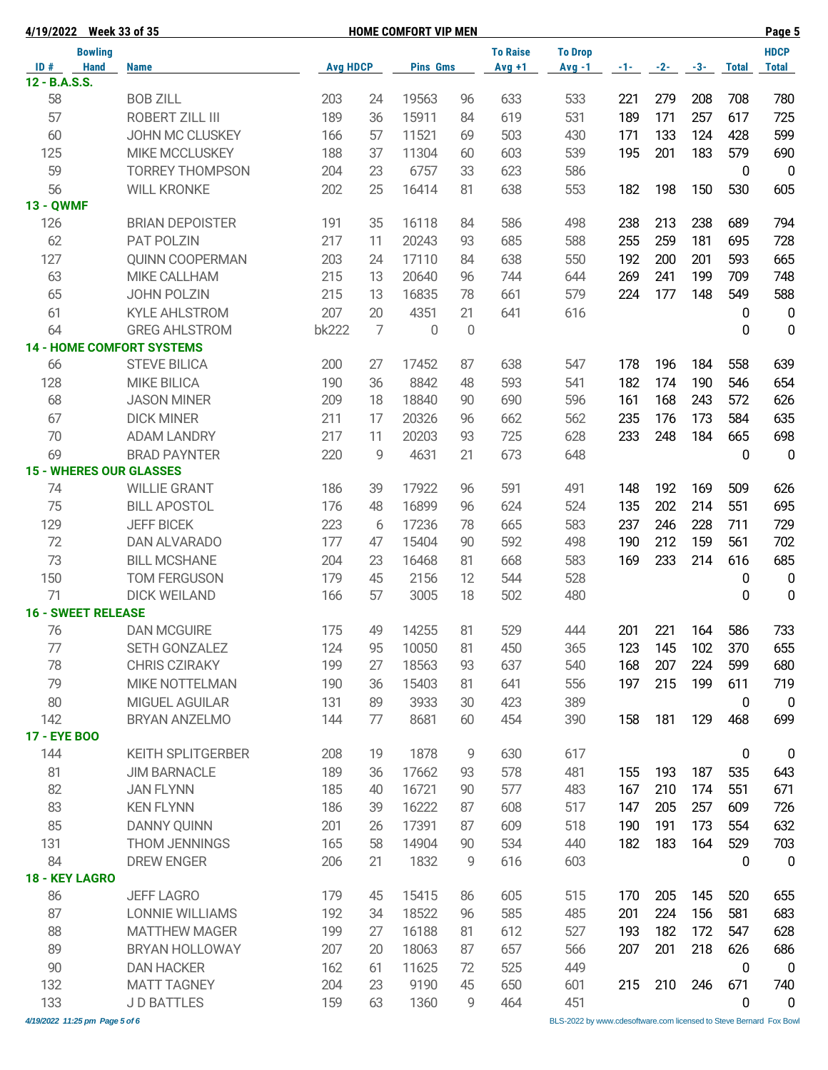**4/19/2022 Week 33 of 35 — HOME COMFORT VIP MEN**

| ID # | Bowling Hand | Name | Avg | HDCP | Pins | Gms | To Raise Avg +1 | To Drop Avg -1 | -1- | -2- | -3- | Total | HDCP Total |
|---|---|---|---|---|---|---|---|---|---|---|---|---|---|
| **12 - B.A.S.S.** | | | | | | | | | | | | | |
| 58 | | BOB ZILL | 203 | 24 | 19563 | 96 | 633 | 533 | 221 | 279 | 208 | 708 | 780 |
| 57 | | ROBERT ZILL III | 189 | 36 | 15911 | 84 | 619 | 531 | 189 | 171 | 257 | 617 | 725 |
| 60 | | JOHN MC CLUSKEY | 166 | 57 | 11521 | 69 | 503 | 430 | 171 | 133 | 124 | 428 | 599 |
| 125 | | MIKE MCCLUSKEY | 188 | 37 | 11304 | 60 | 603 | 539 | 195 | 201 | 183 | 579 | 690 |
| 59 | | TORREY THOMPSON | 204 | 23 | 6757 | 33 | 623 | 586 | | | | 0 | 0 |
| 56 | | WILL KRONKE | 202 | 25 | 16414 | 81 | 638 | 553 | 182 | 198 | 150 | 530 | 605 |
| **13 - QWMF** | | | | | | | | | | | | | |
| 126 | | BRIAN DEPOISTER | 191 | 35 | 16118 | 84 | 586 | 498 | 238 | 213 | 238 | 689 | 794 |
| 62 | | PAT POLZIN | 217 | 11 | 20243 | 93 | 685 | 588 | 255 | 259 | 181 | 695 | 728 |
| 127 | | QUINN COOPERMAN | 203 | 24 | 17110 | 84 | 638 | 550 | 192 | 200 | 201 | 593 | 665 |
| 63 | | MIKE CALLHAM | 215 | 13 | 20640 | 96 | 744 | 644 | 269 | 241 | 199 | 709 | 748 |
| 65 | | JOHN POLZIN | 215 | 13 | 16835 | 78 | 661 | 579 | 224 | 177 | 148 | 549 | 588 |
| 61 | | KYLE AHLSTROM | 207 | 20 | 4351 | 21 | 641 | 616 | | | | 0 | 0 |
| 64 | | GREG AHLSTROM | bk222 | 7 | 0 | 0 | | | | | | 0 | 0 |
| **14 - HOME COMFORT SYSTEMS** | | | | | | | | | | | | | |
| 66 | | STEVE BILICA | 200 | 27 | 17452 | 87 | 638 | 547 | 178 | 196 | 184 | 558 | 639 |
| 128 | | MIKE BILICA | 190 | 36 | 8842 | 48 | 593 | 541 | 182 | 174 | 190 | 546 | 654 |
| 68 | | JASON MINER | 209 | 18 | 18840 | 90 | 690 | 596 | 161 | 168 | 243 | 572 | 626 |
| 67 | | DICK MINER | 211 | 17 | 20326 | 96 | 662 | 562 | 235 | 176 | 173 | 584 | 635 |
| 70 | | ADAM LANDRY | 217 | 11 | 20203 | 93 | 725 | 628 | 233 | 248 | 184 | 665 | 698 |
| 69 | | BRAD PAYNTER | 220 | 9 | 4631 | 21 | 673 | 648 | | | | 0 | 0 |
| **15 - WHERES OUR GLASSES** | | | | | | | | | | | | | |
| 74 | | WILLIE GRANT | 186 | 39 | 17922 | 96 | 591 | 491 | 148 | 192 | 169 | 509 | 626 |
| 75 | | BILL APOSTOL | 176 | 48 | 16899 | 96 | 624 | 524 | 135 | 202 | 214 | 551 | 695 |
| 129 | | JEFF BICEK | 223 | 6 | 17236 | 78 | 665 | 583 | 237 | 246 | 228 | 711 | 729 |
| 72 | | DAN ALVARADO | 177 | 47 | 15404 | 90 | 592 | 498 | 190 | 212 | 159 | 561 | 702 |
| 73 | | BILL MCSHANE | 204 | 23 | 16468 | 81 | 668 | 583 | 169 | 233 | 214 | 616 | 685 |
| 150 | | TOM FERGUSON | 179 | 45 | 2156 | 12 | 544 | 528 | | | | 0 | 0 |
| 71 | | DICK WEILAND | 166 | 57 | 3005 | 18 | 502 | 480 | | | | 0 | 0 |
| **16 - SWEET RELEASE** | | | | | | | | | | | | | |
| 76 | | DAN MCGUIRE | 175 | 49 | 14255 | 81 | 529 | 444 | 201 | 221 | 164 | 586 | 733 |
| 77 | | SETH GONZALEZ | 124 | 95 | 10050 | 81 | 450 | 365 | 123 | 145 | 102 | 370 | 655 |
| 78 | | CHRIS CZIRAKY | 199 | 27 | 18563 | 93 | 637 | 540 | 168 | 207 | 224 | 599 | 680 |
| 79 | | MIKE NOTTELMAN | 190 | 36 | 15403 | 81 | 641 | 556 | 197 | 215 | 199 | 611 | 719 |
| 80 | | MIGUEL AGUILAR | 131 | 89 | 3933 | 30 | 423 | 389 | | | | 0 | 0 |
| 142 | | BRYAN ANZELMO | 144 | 77 | 8681 | 60 | 454 | 390 | 158 | 181 | 129 | 468 | 699 |
| **17 - EYE BOO** | | | | | | | | | | | | | |
| 144 | | KEITH SPLITGERBER | 208 | 19 | 1878 | 9 | 630 | 617 | | | | 0 | 0 |
| 81 | | JIM BARNACLE | 189 | 36 | 17662 | 93 | 578 | 481 | 155 | 193 | 187 | 535 | 643 |
| 82 | | JAN FLYNN | 185 | 40 | 16721 | 90 | 577 | 483 | 167 | 210 | 174 | 551 | 671 |
| 83 | | KEN FLYNN | 186 | 39 | 16222 | 87 | 608 | 517 | 147 | 205 | 257 | 609 | 726 |
| 85 | | DANNY QUINN | 201 | 26 | 17391 | 87 | 609 | 518 | 190 | 191 | 173 | 554 | 632 |
| 131 | | THOM JENNINGS | 165 | 58 | 14904 | 90 | 534 | 440 | 182 | 183 | 164 | 529 | 703 |
| 84 | | DREW ENGER | 206 | 21 | 1832 | 9 | 616 | 603 | | | | 0 | 0 |
| **18 - KEY LAGRO** | | | | | | | | | | | | | |
| 86 | | JEFF LAGRO | 179 | 45 | 15415 | 86 | 605 | 515 | 170 | 205 | 145 | 520 | 655 |
| 87 | | LONNIE WILLIAMS | 192 | 34 | 18522 | 96 | 585 | 485 | 201 | 224 | 156 | 581 | 683 |
| 88 | | MATTHEW MAGER | 199 | 27 | 16188 | 81 | 612 | 527 | 193 | 182 | 172 | 547 | 628 |
| 89 | | BRYAN HOLLOWAY | 207 | 20 | 18063 | 87 | 657 | 566 | 207 | 201 | 218 | 626 | 686 |
| 90 | | DAN HACKER | 162 | 61 | 11625 | 72 | 525 | 449 | | | | 0 | 0 |
| 132 | | MATT TAGNEY | 204 | 23 | 9190 | 45 | 650 | 601 | 215 | 210 | 246 | 671 | 740 |
| 133 | | J D BATTLES | 159 | 63 | 1360 | 9 | 464 | 451 | | | | 0 | 0 |

*4/19/2022 11:25 pm* — BLS-2022 by www.cdesoftware.com licensed to Steve Bernard Fox Bowl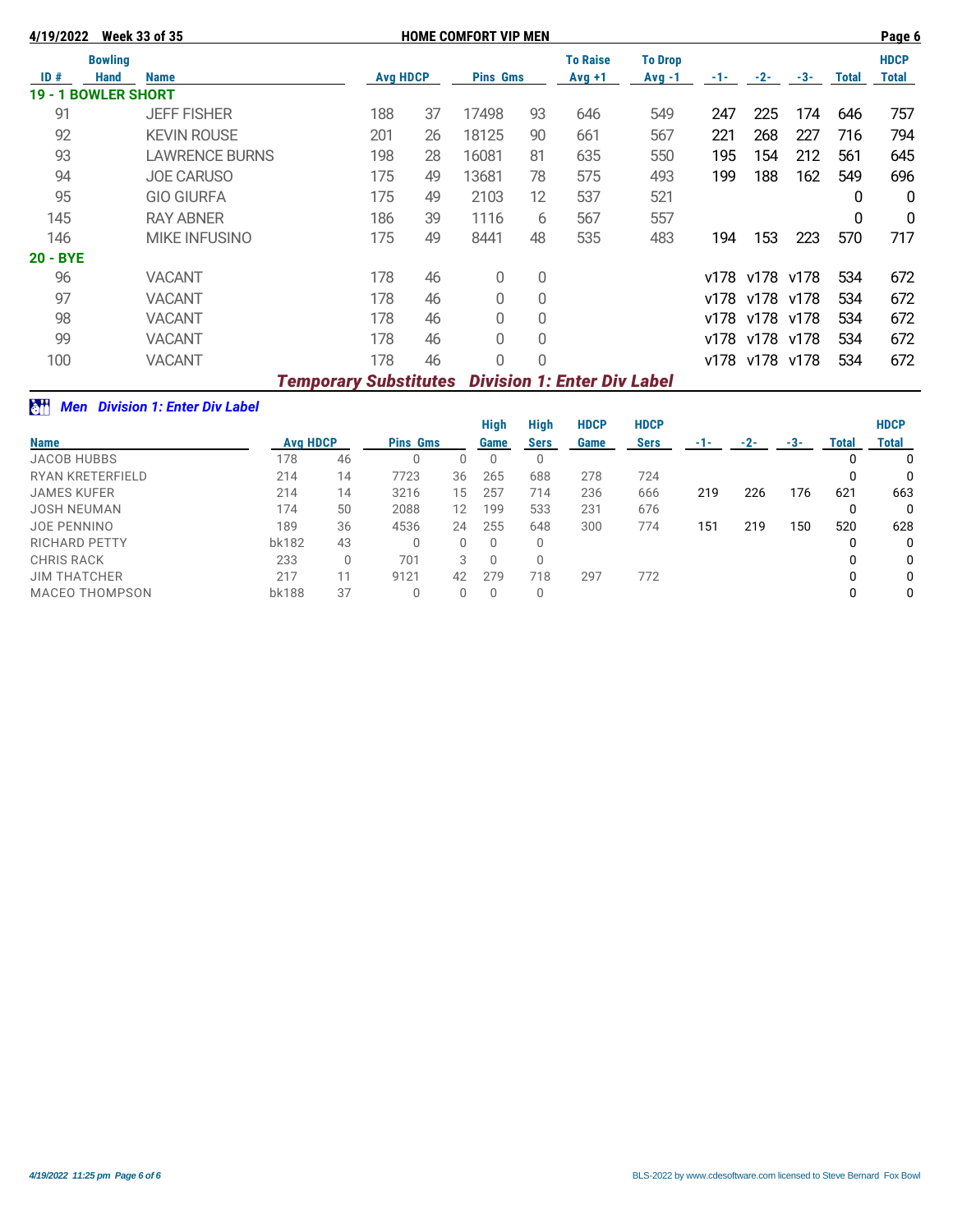| ID # | Bowling Hand | Name | Avg | HDCP | Pins | Gms | To Raise Avg +1 | To Drop Avg -1 | -1- | -2- | -3- | Total | HDCP Total |
|---|---|---|---|---|---|---|---|---|---|---|---|---|---|
| **19 - 1 BOWLER SHORT** | | | | | | | | | | | | | |
| 91 | | JEFF FISHER | 188 | 37 | 17498 | 93 | 646 | 549 | 247 | 225 | 174 | 646 | 757 |
| 92 | | KEVIN ROUSE | 201 | 26 | 18125 | 90 | 661 | 567 | 221 | 268 | 227 | 716 | 794 |
| 93 | | LAWRENCE BURNS | 198 | 28 | 16081 | 81 | 635 | 550 | 195 | 154 | 212 | 561 | 645 |
| 94 | | JOE CARUSO | 175 | 49 | 13681 | 78 | 575 | 493 | 199 | 188 | 162 | 549 | 696 |
| 95 | | GIO GIURFA | 175 | 49 | 2103 | 12 | 537 | 521 | | | | 0 | 0 |
| 145 | | RAY ABNER | 186 | 39 | 1116 | 6 | 567 | 557 | | | | 0 | 0 |
| 146 | | MIKE INFUSINO | 175 | 49 | 8441 | 48 | 535 | 483 | 194 | 153 | 223 | 570 | 717 |
| **20 - BYE** | | | | | | | | | | | | | |
| 96 | | VACANT | 178 | 46 | 0 | 0 | | | v178 | v178 | v178 | 534 | 672 |
| 97 | | VACANT | 178 | 46 | 0 | 0 | | | v178 | v178 | v178 | 534 | 672 |
| 98 | | VACANT | 178 | 46 | 0 | 0 | | | v178 | v178 | v178 | 534 | 672 |
| 99 | | VACANT | 178 | 46 | 0 | 0 | | | v178 | v178 | v178 | 534 | 672 |
| 100 | | VACANT | 178 | 46 | 0 | 0 | | | v178 | v178 | v178 | 534 | 672 |

## *Temporary Substitutes Division 1: Enter Div Label*

### *Men Division 1: Enter Div Label*

| Name | Avg | HDCP | Pins | Gms | High Game | High Sers | HDCP Game | HDCP Sers | -1- | -2- | -3- | Total | HDCP Total |
|---|---|---|---|---|---|---|---|---|---|---|---|---|---|
| JACOB HUBBS | 178 | 46 | 0 | 0 | 0 | 0 | | | | | | 0 | 0 |
| RYAN KRETERFIELD | 214 | 14 | 7723 | 36 | 265 | 688 | 278 | 724 | | | | 0 | 0 |
| JAMES KUFER | 214 | 14 | 3216 | 15 | 257 | 714 | 236 | 666 | 219 | 226 | 176 | 621 | 663 |
| JOSH NEUMAN | 174 | 50 | 2088 | 12 | 199 | 533 | 231 | 676 | | | | 0 | 0 |
| JOE PENNINO | 189 | 36 | 4536 | 24 | 255 | 648 | 300 | 774 | 151 | 219 | 150 | 520 | 628 |
| RICHARD PETTY | bk182 | 43 | 0 | 0 | 0 | 0 | | | | | | 0 | 0 |
| CHRIS RACK | 233 | 0 | 701 | 3 | 0 | 0 | | | | | | 0 | 0 |
| JIM THATCHER | 217 | 11 | 9121 | 42 | 279 | 718 | 297 | 772 | | | | 0 | 0 |
| MACEO THOMPSON | bk188 | 37 | 0 | 0 | 0 | 0 | | | | | | 0 | 0 |